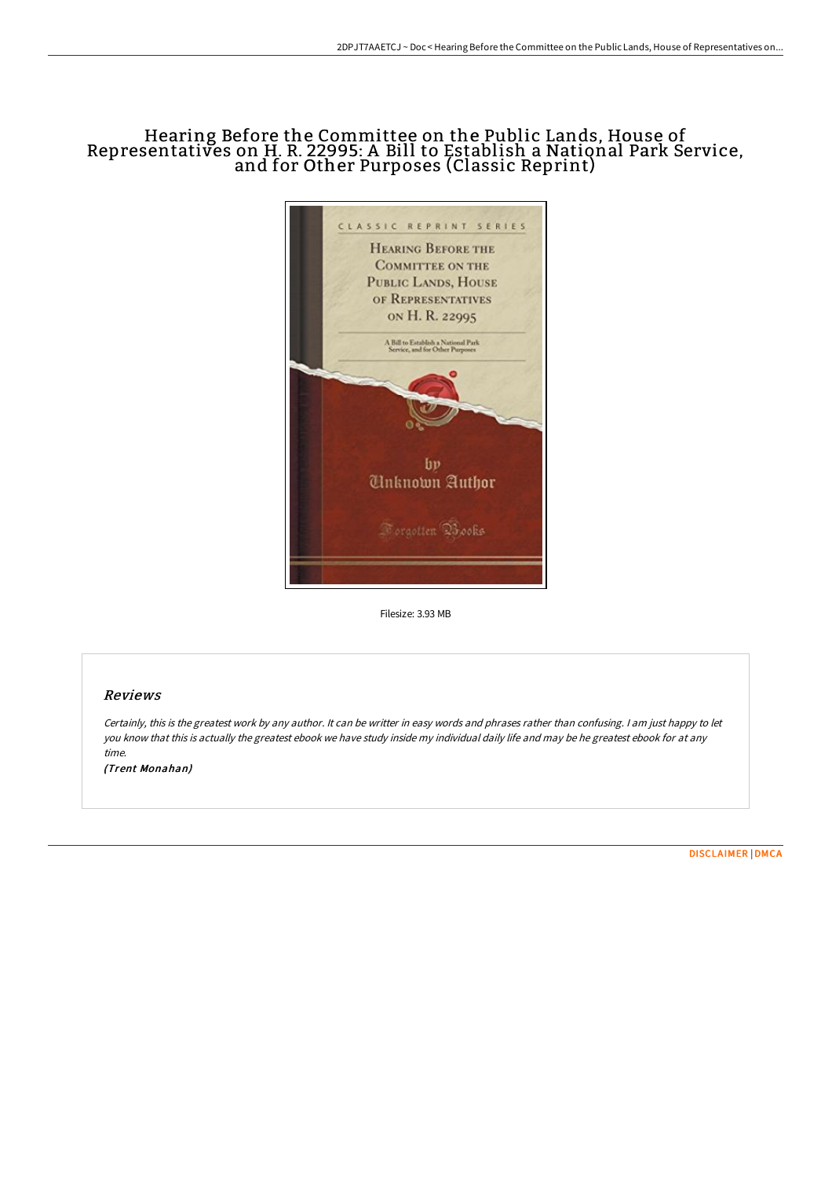# Hearing Before the Committee on the Public Lands, House of Representatives on H. R. 22995: A Bill to Establish a National Park Service, and for Other Purposes (Classic Reprint)

Filesize: 3.93 MB

## Reviews

*Certainly, this is the greatest work by any author. It can be writter in easy words and phrases rather than confusing. I am just happy to let you know that this is actually the greatest ebook we have study inside my individual daily life and may be he greatest ebook for at any time.*

*(Trent Monahan)*

DISCLAIMER | DMCA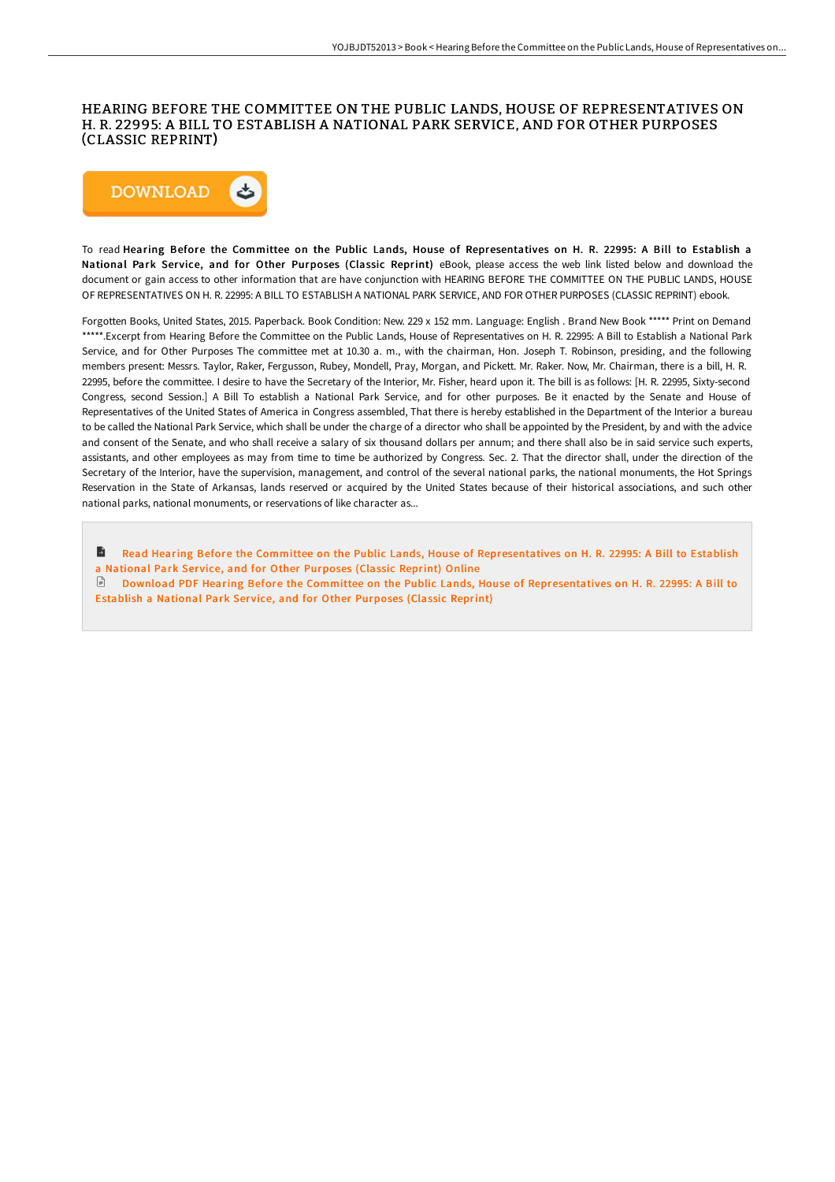# HEARING BEFORE THE COMMITTEE ON THE PUBLIC LANDS, HOUSE OF REPRESENTATIVES ON H. R. 22995: A BILL TO ESTABLISH A NATIONAL PARK SERVICE, AND FOR OTHER PURPOSES (CLASSIC REPRINT)

DOWNLOAD

To read **Hearing Before the Committee on the Public Lands, House of Representatives on H. R. 22995: A Bill to Establish a National Park Service, and for Other Purposes (Classic Reprint)** eBook, please access the web link listed below and download the document or gain access to other information that are have conjunction with HEARING BEFORE THE COMMITTEE ON THE PUBLIC LANDS, HOUSE OF REPRESENTATIVES ON H. R. 22995: A BILL TO ESTABLISH A NATIONAL PARK SERVICE, AND FOR OTHER PURPOSES (CLASSIC REPRINT) ebook.

Forgotten Books, United States, 2015. Paperback. Book Condition: New. 229 x 152 mm. Language: English . Brand New Book ***** Print on Demand *****.Excerpt from Hearing Before the Committee on the Public Lands, House of Representatives on H. R. 22995: A Bill to Establish a National Park Service, and for Other Purposes The committee met at 10.30 a. m., with the chairman, Hon. Joseph T. Robinson, presiding, and the following members present: Messrs. Taylor, Raker, Fergusson, Rubey, Mondell, Pray, Morgan, and Pickett. Mr. Raker. Now, Mr. Chairman, there is a bill, H. R. 22995, before the committee. I desire to have the Secretary of the Interior, Mr. Fisher, heard upon it. The bill is as follows: [H. R. 22995, Sixty-second Congress, second Session.] A Bill To establish a National Park Service, and for other purposes. Be it enacted by the Senate and House of Representatives of the United States of America in Congress assembled, That there is hereby established in the Department of the Interior a bureau to be called the National Park Service, which shall be under the charge of a director who shall be appointed by the President, by and with the advice and consent of the Senate, and who shall receive a salary of six thousand dollars per annum; and there shall also be in said service such experts, assistants, and other employees as may from time to time be authorized by Congress. Sec. 2. That the director shall, under the direction of the Secretary of the Interior, have the supervision, management, and control of the several national parks, the national monuments, the Hot Springs Reservation in the State of Arkansas, lands reserved or acquired by the United States because of their historical associations, and such other national parks, national monuments, or reservations of like character as...

Read Hearing Before the Committee on the Public Lands, House of Representatives on H. R. 22995: A Bill to Establish a National Park Service, and for Other Purposes (Classic Reprint) Online

Download PDF Hearing Before the Committee on the Public Lands, House of Representatives on H. R. 22995: A Bill to Establish a National Park Service, and for Other Purposes (Classic Reprint)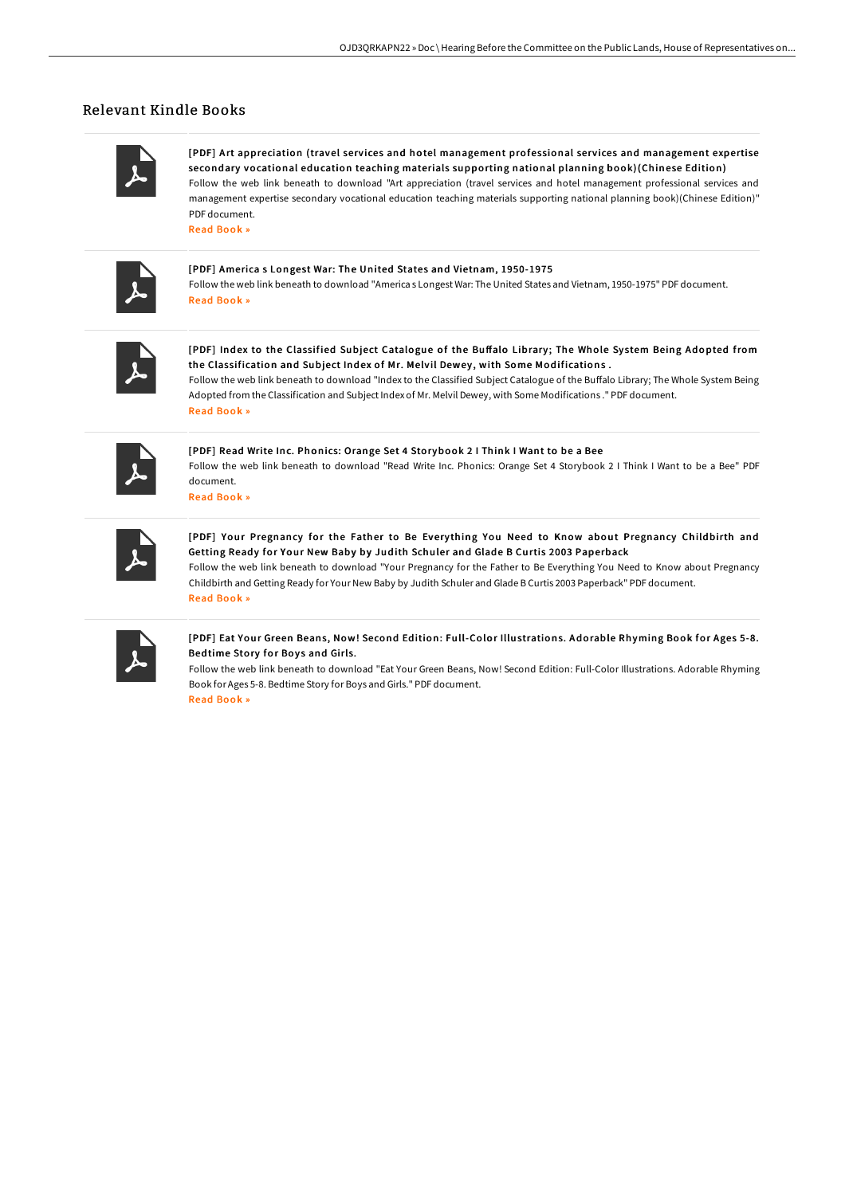## Relevant Kindle Books

**[PDF] Art appreciation (travel services and hotel management professional services and management expertise secondary vocational education teaching materials supporting national planning book)(Chinese Edition)**

Follow the web link beneath to download "Art appreciation (travel services and hotel management professional services and management expertise secondary vocational education teaching materials supporting national planning book)(Chinese Edition)" PDF document.

Read Book »

**[PDF] America s Longest War: The United States and Vietnam, 1950-1975**

Follow the web link beneath to download "America s Longest War: The United States and Vietnam, 1950-1975" PDF document.

Read Book »

**[PDF] Index to the Classified Subject Catalogue of the Buffalo Library; The Whole System Being Adopted from the Classification and Subject Index of Mr. Melvil Dewey, with Some Modifications .**

Follow the web link beneath to download "Index to the Classified Subject Catalogue of the Buffalo Library; The Whole System Being Adopted from the Classification and Subject Index of Mr. Melvil Dewey, with Some Modifications ." PDF document.

Read Book »

**[PDF] Read Write Inc. Phonics: Orange Set 4 Storybook 2 I Think I Want to be a Bee**

Follow the web link beneath to download "Read Write Inc. Phonics: Orange Set 4 Storybook 2 I Think I Want to be a Bee" PDF document.

Read Book »

**[PDF] Your Pregnancy for the Father to Be Everything You Need to Know about Pregnancy Childbirth and Getting Ready for Your New Baby by Judith Schuler and Glade B Curtis 2003 Paperback**

Follow the web link beneath to download "Your Pregnancy for the Father to Be Everything You Need to Know about Pregnancy Childbirth and Getting Ready for Your New Baby by Judith Schuler and Glade B Curtis 2003 Paperback" PDF document.

Read Book »

**[PDF] Eat Your Green Beans, Now! Second Edition: Full-Color Illustrations. Adorable Rhyming Book for Ages 5-8. Bedtime Story for Boys and Girls.**

Follow the web link beneath to download "Eat Your Green Beans, Now! Second Edition: Full-Color Illustrations. Adorable Rhyming Book for Ages 5-8. Bedtime Story for Boys and Girls." PDF document.

Read Book »